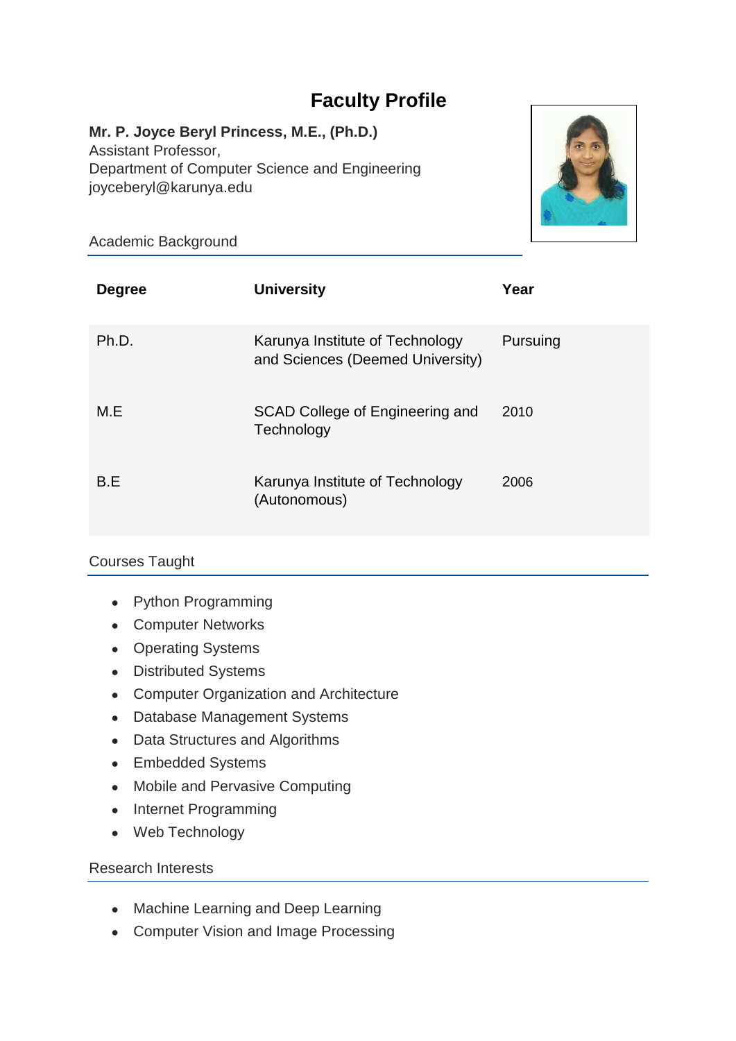# Faculty Profile

**Mr. P. Joyce Beryl Princess, M.E., (Ph.D.)**
Assistant Professor,
Department of Computer Science and Engineering
joyceberyl@karunya.edu

## Academic Background

| **Degree** | **University** | **Year** |
|---|---|---|
| Ph.D. | Karunya Institute of Technology and Sciences (Deemed University) | Pursuing |
| M.E | SCAD College of Engineering and Technology | 2010 |
| B.E | Karunya Institute of Technology (Autonomous) | 2006 |

## Courses Taught

- Python Programming
- Computer Networks
- Operating Systems
- Distributed Systems
- Computer Organization and Architecture
- Database Management Systems
- Data Structures and Algorithms
- Embedded Systems
- Mobile and Pervasive Computing
- Internet Programming
- Web Technology

## Research Interests

- Machine Learning and Deep Learning
- Computer Vision and Image Processing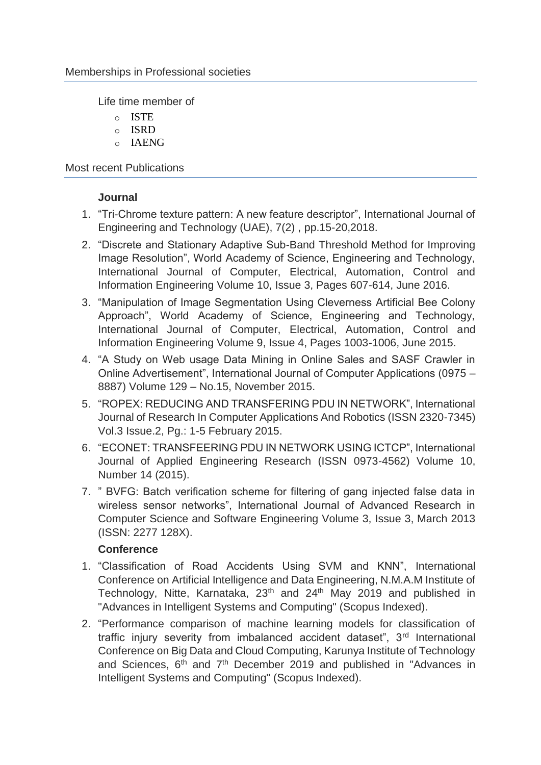## Memberships in Professional societies

Life time member of

- ISTE
- ISRD
- IAENG

## Most recent Publications

**Journal**

1. "Tri-Chrome texture pattern: A new feature descriptor", International Journal of Engineering and Technology (UAE), 7(2) , pp.15-20,2018.
2. "Discrete and Stationary Adaptive Sub-Band Threshold Method for Improving Image Resolution", World Academy of Science, Engineering and Technology, International Journal of Computer, Electrical, Automation, Control and Information Engineering Volume 10, Issue 3, Pages 607-614, June 2016.
3. "Manipulation of Image Segmentation Using Cleverness Artificial Bee Colony Approach", World Academy of Science, Engineering and Technology, International Journal of Computer, Electrical, Automation, Control and Information Engineering Volume 9, Issue 4, Pages 1003-1006, June 2015.
4. "A Study on Web usage Data Mining in Online Sales and SASF Crawler in Online Advertisement", International Journal of Computer Applications (0975 – 8887) Volume 129 – No.15, November 2015.
5. "ROPEX: REDUCING AND TRANSFERING PDU IN NETWORK", International Journal of Research In Computer Applications And Robotics (ISSN 2320-7345) Vol.3 Issue.2, Pg.: 1-5 February 2015.
6. "ECONET: TRANSFEERING PDU IN NETWORK USING ICTCP", International Journal of Applied Engineering Research (ISSN 0973-4562) Volume 10, Number 14 (2015).
7. " BVFG: Batch verification scheme for filtering of gang injected false data in wireless sensor networks", International Journal of Advanced Research in Computer Science and Software Engineering Volume 3, Issue 3, March 2013 (ISSN: 2277 128X).

**Conference**

1. "Classification of Road Accidents Using SVM and KNN", International Conference on Artificial Intelligence and Data Engineering, N.M.A.M Institute of Technology, Nitte, Karnataka, 23th and 24th May 2019 and published in "Advances in Intelligent Systems and Computing" (Scopus Indexed).
2. "Performance comparison of machine learning models for classification of traffic injury severity from imbalanced accident dataset", 3rd International Conference on Big Data and Cloud Computing, Karunya Institute of Technology and Sciences, 6th and 7th December 2019 and published in "Advances in Intelligent Systems and Computing" (Scopus Indexed).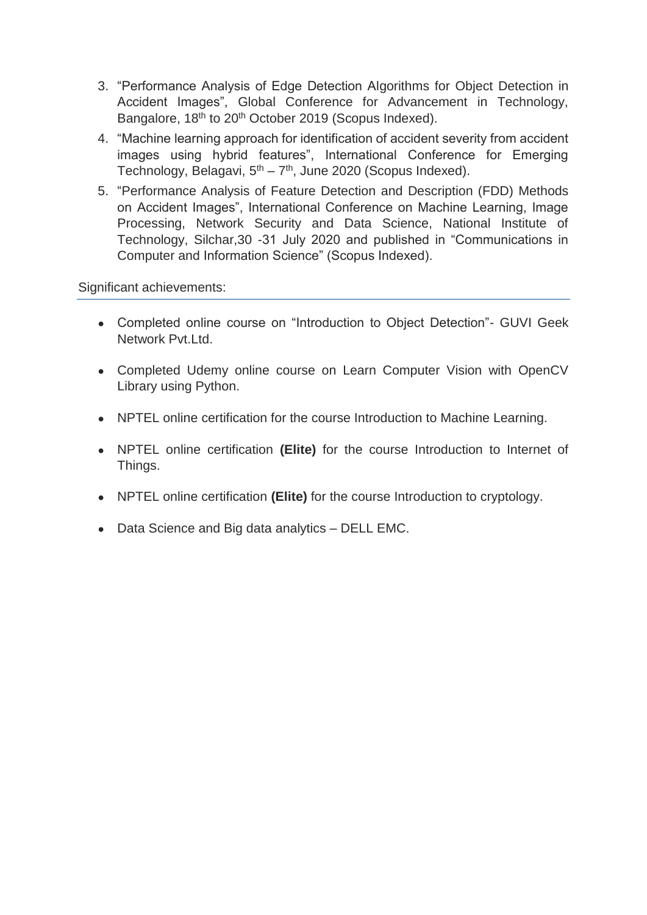3. "Performance Analysis of Edge Detection Algorithms for Object Detection in Accident Images", Global Conference for Advancement in Technology, Bangalore, $18^{th}$ to $20^{th}$ October 2019 (Scopus Indexed).
4. "Machine learning approach for identification of accident severity from accident images using hybrid features", International Conference for Emerging Technology, Belagavi, $5^{th}$ – $7^{th}$, June 2020 (Scopus Indexed).
5. "Performance Analysis of Feature Detection and Description (FDD) Methods on Accident Images", International Conference on Machine Learning, Image Processing, Network Security and Data Science, National Institute of Technology, Silchar,30 -31 July 2020 and published in "Communications in Computer and Information Science" (Scopus Indexed).

## Significant achievements:

- Completed online course on "Introduction to Object Detection"- GUVI Geek Network Pvt.Ltd.
- Completed Udemy online course on Learn Computer Vision with OpenCV Library using Python.
- NPTEL online certification for the course Introduction to Machine Learning.
- NPTEL online certification **(Elite)** for the course Introduction to Internet of Things.
- NPTEL online certification **(Elite)** for the course Introduction to cryptology.
- Data Science and Big data analytics – DELL EMC.